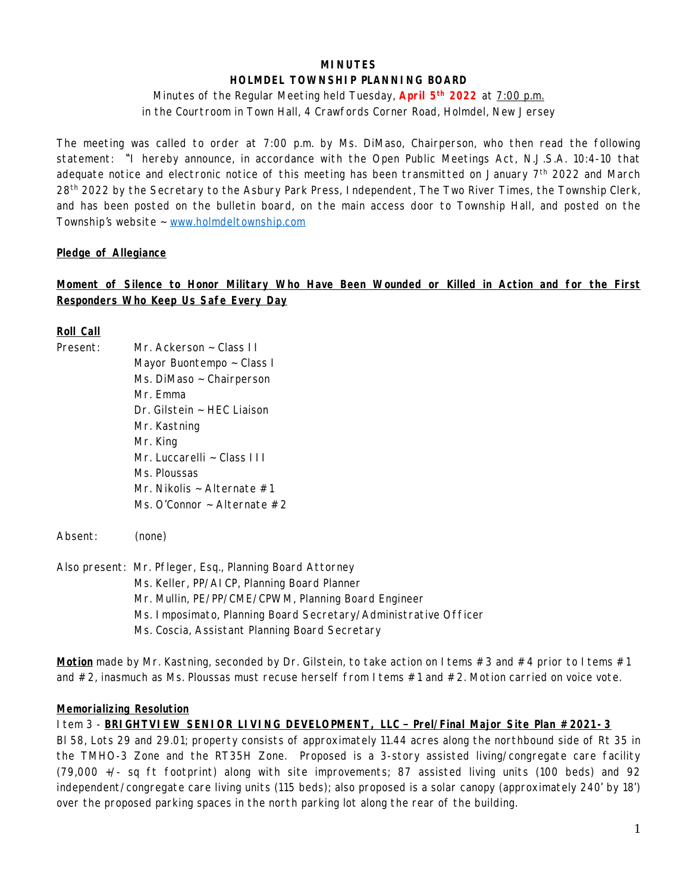**MINUTES**

**HOLMDEL TOWNSHIP PLANNING BOARD**

Minutes of the Regular Meeting held Tuesday, **April 5th 2022** at 7:00 p.m.
in the Courtroom in Town Hall, 4 Crawfords Corner Road, Holmdel, New Jersey

The meeting was called to order at 7:00 p.m. by Ms. DiMaso, Chairperson, who then read the following statement: "I hereby announce, in accordance with the Open Public Meetings Act, N.J.S.A. 10:4-10 that adequate notice and electronic notice of this meeting has been transmitted on January 7th 2022 and March 28th 2022 by the Secretary to the Asbury Park Press, Independent, The Two River Times, the Township Clerk, and has been posted on the bulletin board, on the main access door to Township Hall, and posted on the Township's website ~ www.holmdeltownship.com

**Pledge of Allegiance**

**Moment of Silence to Honor Military Who Have Been Wounded or Killed in Action and for the First Responders Who Keep Us Safe Every Day**

**Roll Call**

Present:
- Mr. Ackerson ~ Class II
- Mayor Buontempo ~ Class I
- Ms. DiMaso ~ Chairperson
- Mr. Emma
- Dr. Gilstein ~ HEC Liaison
- Mr. Kastning
- Mr. King
- Mr. Luccarelli ~ Class III
- Ms. Ploussas
- Mr. Nikolis ~ Alternate #1
- Ms. O'Connor ~ Alternate #2

Absent: (none)

Also present:
- Mr. Pfleger, Esq., Planning Board Attorney
- Ms. Keller, PP/AICP, Planning Board Planner
- Mr. Mullin, PE/PP/CME/CPWM, Planning Board Engineer
- Ms. Imposimato, Planning Board Secretary/Administrative Officer
- Ms. Coscia, Assistant Planning Board Secretary

**Motion** made by Mr. Kastning, seconded by Dr. Gilstein, to take action on Items #3 and #4 prior to Items #1 and #2, inasmuch as Ms. Ploussas must recuse herself from Items #1 and #2. Motion carried on voice vote.

**Memorializing Resolution**

Item 3 - **BRIGHTVIEW SENIOR LIVING DEVELOPMENT, LLC – Prel/Final Major Site Plan #2021-3**

Bl 58, Lots 29 and 29.01; property consists of approximately 11.44 acres along the northbound side of Rt 35 in the TMHO-3 Zone and the RT35H Zone. Proposed is a 3-story assisted living/congregate care facility (79,000 +/- sq ft footprint) along with site improvements; 87 assisted living units (100 beds) and 92 independent/congregate care living units (115 beds); also proposed is a solar canopy (approximately 240' by 18') over the proposed parking spaces in the north parking lot along the rear of the building.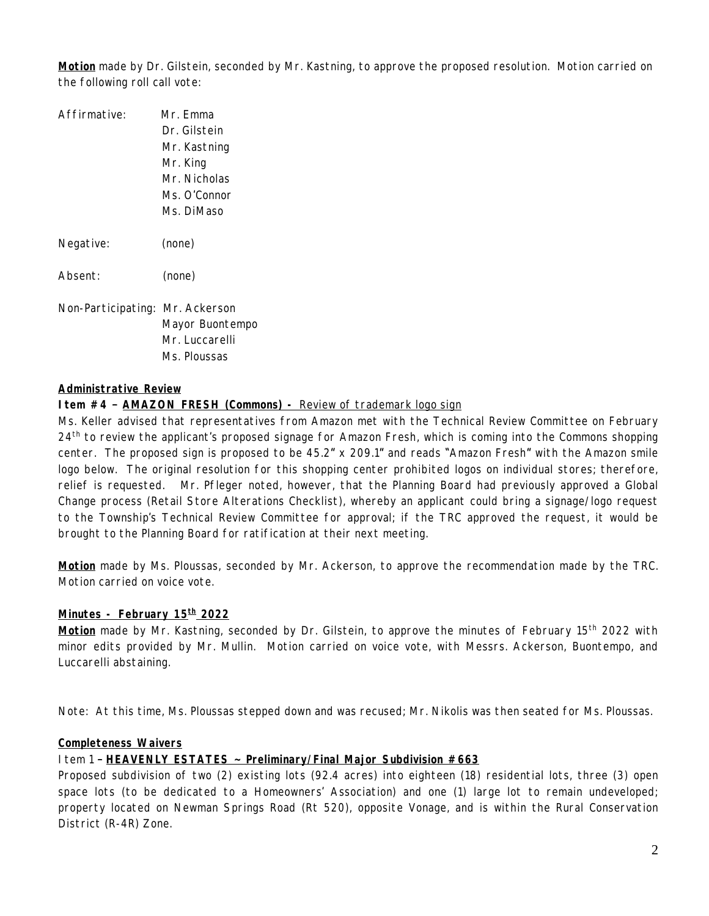**Motion** made by Dr. Gilstein, seconded by Mr. Kastning, to approve the proposed resolution. Motion carried on the following roll call vote:

Affirmative: Mr. Emma
Dr. Gilstein
Mr. Kastning
Mr. King
Mr. Nicholas
Ms. O'Connor
Ms. DiMaso

Negative: (none)

Absent: (none)

Non-Participating: Mr. Ackerson
Mayor Buontempo
Mr. Luccarelli
Ms. Ploussas

**Administrative Review**

**Item #4 – AMAZON FRESH (Commons) -** Review of trademark logo sign

Ms. Keller advised that representatives from Amazon met with the Technical Review Committee on February 24th to review the applicant's proposed signage for Amazon Fresh, which is coming into the Commons shopping center. The proposed sign is proposed to be 45.2" x 209.1" and reads "Amazon Fresh" with the Amazon smile logo below. The original resolution for this shopping center prohibited logos on individual stores; therefore, relief is requested. Mr. Pfleger noted, however, that the Planning Board had previously approved a Global Change process (Retail Store Alterations Checklist), whereby an applicant could bring a signage/logo request to the Township's Technical Review Committee for approval; if the TRC approved the request, it would be brought to the Planning Board for ratification at their next meeting.

**Motion** made by Ms. Ploussas, seconded by Mr. Ackerson, to approve the recommendation made by the TRC. Motion carried on voice vote.

**Minutes - February 15th 2022**

**Motion** made by Mr. Kastning, seconded by Dr. Gilstein, to approve the minutes of February 15th 2022 with minor edits provided by Mr. Mullin. Motion carried on voice vote, with Messrs. Ackerson, Buontempo, and Luccarelli abstaining.

Note: At this time, Ms. Ploussas stepped down and was recused; Mr. Nikolis was then seated for Ms. Ploussas.

**Completeness Waivers**

Item 1 – **HEAVENLY ESTATES ~ Preliminary/Final Major Subdivision #663**

Proposed subdivision of two (2) existing lots (92.4 acres) into eighteen (18) residential lots, three (3) open space lots (to be dedicated to a Homeowners' Association) and one (1) large lot to remain undeveloped; property located on Newman Springs Road (Rt 520), opposite Vonage, and is within the Rural Conservation District (R-4R) Zone.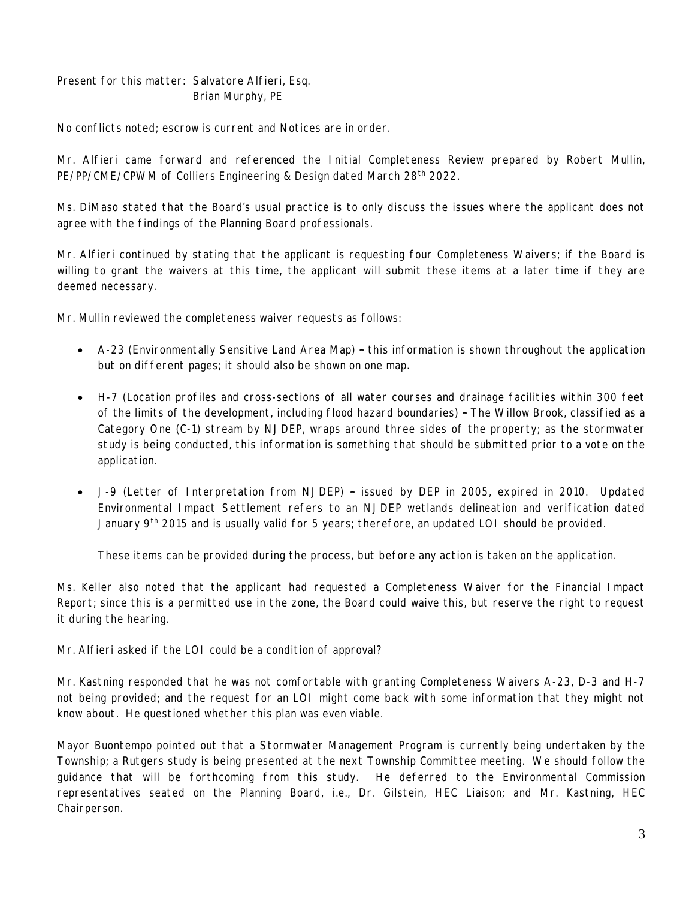Present for this matter: Salvatore Alfieri, Esq.
Brian Murphy, PE

No conflicts noted; escrow is current and Notices are in order.

Mr. Alfieri came forward and referenced the Initial Completeness Review prepared by Robert Mullin, PE/PP/CME/CPWM of Colliers Engineering & Design dated March 28th 2022.

Ms. DiMaso stated that the Board's usual practice is to only discuss the issues where the applicant does not agree with the findings of the Planning Board professionals.

Mr. Alfieri continued by stating that the applicant is requesting four Completeness Waivers; if the Board is willing to grant the waivers at this time, the applicant will submit these items at a later time if they are deemed necessary.

Mr. Mullin reviewed the completeness waiver requests as follows:

- A-23 (Environmentally Sensitive Land Area Map) – this information is shown throughout the application but on different pages; it should also be shown on one map.
- H-7 (Location profiles and cross-sections of all water courses and drainage facilities within 300 feet of the limits of the development, including flood hazard boundaries) – The Willow Brook, classified as a Category One (C-1) stream by NJDEP, wraps around three sides of the property; as the stormwater study is being conducted, this information is something that should be submitted prior to a vote on the application.
- J-9 (Letter of Interpretation from NJDEP) – issued by DEP in 2005, expired in 2010. Updated Environmental Impact Settlement refers to an NJDEP wetlands delineation and verification dated January 9th 2015 and is usually valid for 5 years; therefore, an updated LOI should be provided.

  These items can be provided during the process, but before any action is taken on the application.

Ms. Keller also noted that the applicant had requested a Completeness Waiver for the Financial Impact Report; since this is a permitted use in the zone, the Board could waive this, but reserve the right to request it during the hearing.

Mr. Alfieri asked if the LOI could be a condition of approval?

Mr. Kastning responded that he was not comfortable with granting Completeness Waivers A-23, D-3 and H-7 not being provided; and the request for an LOI might come back with some information that they might not know about. He questioned whether this plan was even viable.

Mayor Buontempo pointed out that a Stormwater Management Program is currently being undertaken by the Township; a Rutgers study is being presented at the next Township Committee meeting. We should follow the guidance that will be forthcoming from this study. He deferred to the Environmental Commission representatives seated on the Planning Board, i.e., Dr. Gilstein, HEC Liaison; and Mr. Kastning, HEC Chairperson.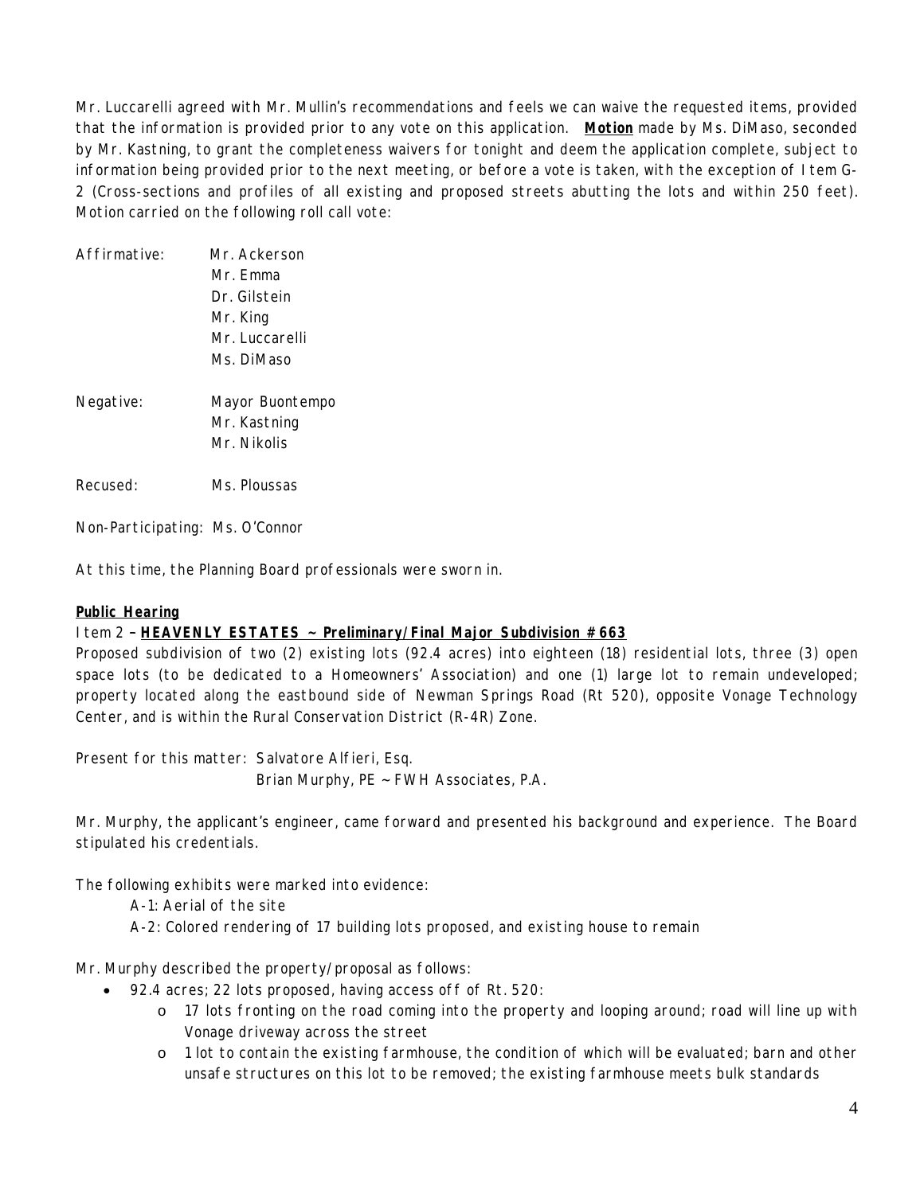Mr. Luccarelli agreed with Mr. Mullin's recommendations and feels we can waive the requested items, provided that the information is provided prior to any vote on this application. **Motion** made by Ms. DiMaso, seconded by Mr. Kastning, to grant the completeness waivers for tonight and deem the application complete, subject to information being provided prior to the next meeting, or before a vote is taken, with the exception of Item G-2 (Cross-sections and profiles of all existing and proposed streets abutting the lots and within 250 feet). Motion carried on the following roll call vote:

Affirmative: Mr. Ackerson
Mr. Emma
Dr. Gilstein
Mr. King
Mr. Luccarelli
Ms. DiMaso

Negative: Mayor Buontempo
Mr. Kastning
Mr. Nikolis

Recused: Ms. Ploussas

Non-Participating: Ms. O'Connor

At this time, the Planning Board professionals were sworn in.

**Public Hearing**

Item 2 – **HEAVENLY ESTATES ~ Preliminary/Final Major Subdivision #663**

Proposed subdivision of two (2) existing lots (92.4 acres) into eighteen (18) residential lots, three (3) open space lots (to be dedicated to a Homeowners' Association) and one (1) large lot to remain undeveloped; property located along the eastbound side of Newman Springs Road (Rt 520), opposite Vonage Technology Center, and is within the Rural Conservation District (R-4R) Zone.

Present for this matter: Salvatore Alfieri, Esq.
Brian Murphy, PE ~ FWH Associates, P.A.

Mr. Murphy, the applicant's engineer, came forward and presented his background and experience. The Board stipulated his credentials.

The following exhibits were marked into evidence:

A-1: Aerial of the site

A-2: Colored rendering of 17 building lots proposed, and existing house to remain

Mr. Murphy described the property/proposal as follows:

- 92.4 acres; 22 lots proposed, having access off of Rt. 520:
    - 17 lots fronting on the road coming into the property and looping around; road will line up with Vonage driveway across the street
    - 1 lot to contain the existing farmhouse, the condition of which will be evaluated; barn and other unsafe structures on this lot to be removed; the existing farmhouse meets bulk standards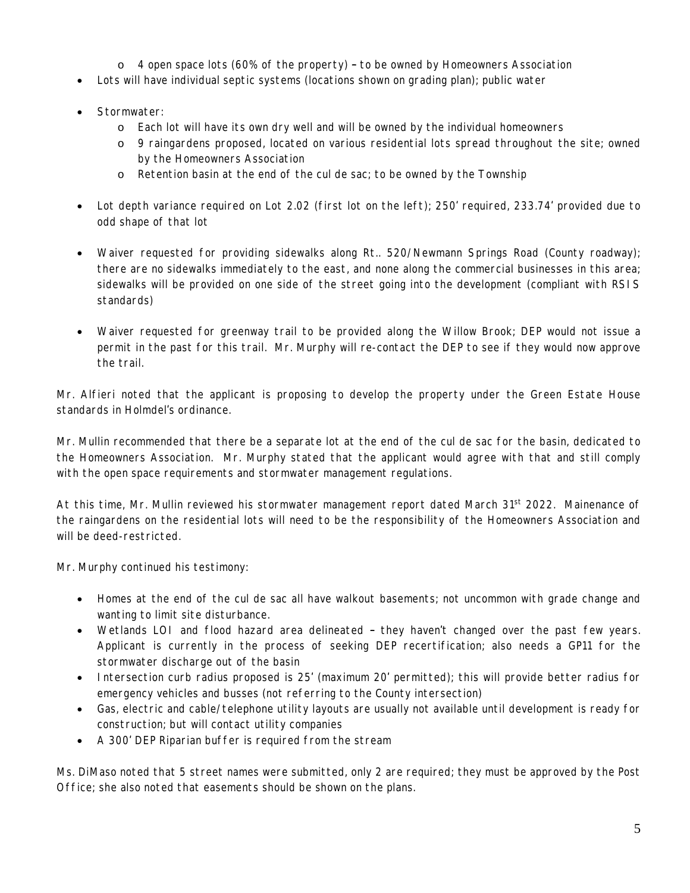- 4 open space lots (60% of the property) – to be owned by Homeowners Association
- Lots will have individual septic systems (locations shown on grading plan); public water
- Stormwater:
    - Each lot will have its own dry well and will be owned by the individual homeowners
    - 9 raingardens proposed, located on various residential lots spread throughout the site; owned by the Homeowners Association
    - Retention basin at the end of the cul de sac; to be owned by the Township
- Lot depth variance required on Lot 2.02 (first lot on the left); 250' required, 233.74' provided due to odd shape of that lot
- Waiver requested for providing sidewalks along Rt.. 520/Newmann Springs Road (County roadway); there are no sidewalks immediately to the east, and none along the commercial businesses in this area; sidewalks will be provided on one side of the street going into the development (compliant with RSIS standards)
- Waiver requested for greenway trail to be provided along the Willow Brook; DEP would not issue a permit in the past for this trail. Mr. Murphy will re-contact the DEP to see if they would now approve the trail.

Mr. Alfieri noted that the applicant is proposing to develop the property under the Green Estate House standards in Holmdel's ordinance.

Mr. Mullin recommended that there be a separate lot at the end of the cul de sac for the basin, dedicated to the Homeowners Association. Mr. Murphy stated that the applicant would agree with that and still comply with the open space requirements and stormwater management regulations.

At this time, Mr. Mullin reviewed his stormwater management report dated March 31st 2022. Mainenance of the raingardens on the residential lots will need to be the responsibility of the Homeowners Association and will be deed-restricted.

Mr. Murphy continued his testimony:

- Homes at the end of the cul de sac all have walkout basements; not uncommon with grade change and wanting to limit site disturbance.
- Wetlands LOI and flood hazard area delineated – they haven't changed over the past few years. Applicant is currently in the process of seeking DEP recertification; also needs a GP11 for the stormwater discharge out of the basin
- Intersection curb radius proposed is 25' (maximum 20' permitted); this will provide better radius for emergency vehicles and busses (not referring to the County intersection)
- Gas, electric and cable/telephone utility layouts are usually not available until development is ready for construction; but will contact utility companies
- A 300' DEP Riparian buffer is required from the stream

Ms. DiMaso noted that 5 street names were submitted, only 2 are required; they must be approved by the Post Office; she also noted that easements should be shown on the plans.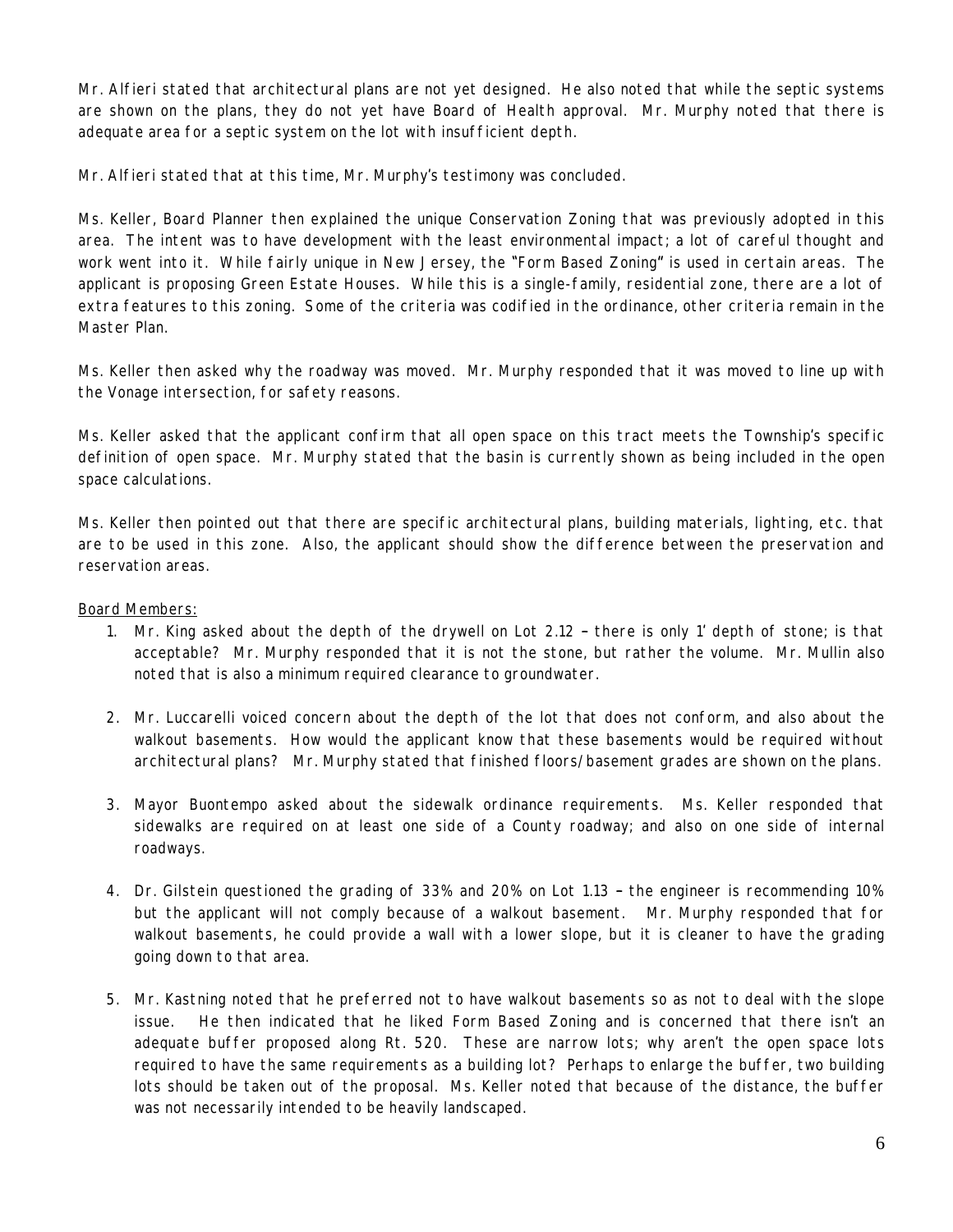Mr. Alfieri stated that architectural plans are not yet designed. He also noted that while the septic systems are shown on the plans, they do not yet have Board of Health approval. Mr. Murphy noted that there is adequate area for a septic system on the lot with insufficient depth.

Mr. Alfieri stated that at this time, Mr. Murphy's testimony was concluded.

Ms. Keller, Board Planner then explained the unique Conservation Zoning that was previously adopted in this area. The intent was to have development with the least environmental impact; a lot of careful thought and work went into it. While fairly unique in New Jersey, the "Form Based Zoning" is used in certain areas. The applicant is proposing Green Estate Houses. While this is a single-family, residential zone, there are a lot of extra features to this zoning. Some of the criteria was codified in the ordinance, other criteria remain in the Master Plan.

Ms. Keller then asked why the roadway was moved. Mr. Murphy responded that it was moved to line up with the Vonage intersection, for safety reasons.

Ms. Keller asked that the applicant confirm that all open space on this tract meets the Township's specific definition of open space. Mr. Murphy stated that the basin is currently shown as being included in the open space calculations.

Ms. Keller then pointed out that there are specific architectural plans, building materials, lighting, etc. that are to be used in this zone. Also, the applicant should show the difference between the preservation and reservation areas.

<u>Board Members:</u>

1. Mr. King asked about the depth of the drywell on Lot 2.12 – there is only 1' depth of stone; is that acceptable? Mr. Murphy responded that it is not the stone, but rather the volume. Mr. Mullin also noted that is also a minimum required clearance to groundwater.

2. Mr. Luccarelli voiced concern about the depth of the lot that does not conform, and also about the walkout basements. How would the applicant know that these basements would be required without architectural plans? Mr. Murphy stated that finished floors/basement grades are shown on the plans.

3. Mayor Buontempo asked about the sidewalk ordinance requirements. Ms. Keller responded that sidewalks are required on at least one side of a County roadway; and also on one side of internal roadways.

4. Dr. Gilstein questioned the grading of 33% and 20% on Lot 1.13 – the engineer is recommending 10% but the applicant will not comply because of a walkout basement. Mr. Murphy responded that for walkout basements, he could provide a wall with a lower slope, but it is cleaner to have the grading going down to that area.

5. Mr. Kastning noted that he preferred not to have walkout basements so as not to deal with the slope issue. He then indicated that he liked Form Based Zoning and is concerned that there isn't an adequate buffer proposed along Rt. 520. These are narrow lots; why aren't the open space lots required to have the same requirements as a building lot? Perhaps to enlarge the buffer, two building lots should be taken out of the proposal. Ms. Keller noted that because of the distance, the buffer was not necessarily intended to be heavily landscaped.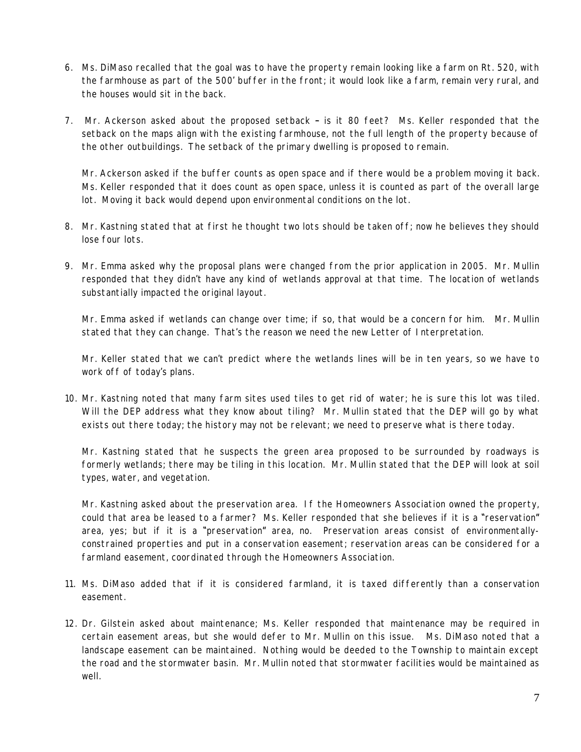6. Ms. DiMaso recalled that the goal was to have the property remain looking like a farm on Rt. 520, with the farmhouse as part of the 500' buffer in the front; it would look like a farm, remain very rural, and the houses would sit in the back.

7. Mr. Ackerson asked about the proposed setback – is it 80 feet? Ms. Keller responded that the setback on the maps align with the existing farmhouse, not the full length of the property because of the other outbuildings. The setback of the primary dwelling is proposed to remain.

   Mr. Ackerson asked if the buffer counts as open space and if there would be a problem moving it back. Ms. Keller responded that it does count as open space, unless it is counted as part of the overall large lot. Moving it back would depend upon environmental conditions on the lot.

8. Mr. Kastning stated that at first he thought two lots should be taken off; now he believes they should lose four lots.

9. Mr. Emma asked why the proposal plans were changed from the prior application in 2005. Mr. Mullin responded that they didn't have any kind of wetlands approval at that time. The location of wetlands substantially impacted the original layout.

   Mr. Emma asked if wetlands can change over time; if so, that would be a concern for him. Mr. Mullin stated that they can change. That's the reason we need the new Letter of Interpretation.

   Mr. Keller stated that we can't predict where the wetlands lines will be in ten years, so we have to work off of today's plans.

10. Mr. Kastning noted that many farm sites used tiles to get rid of water; he is sure this lot was tiled. Will the DEP address what they know about tiling? Mr. Mullin stated that the DEP will go by what exists out there today; the history may not be relevant; we need to preserve what is there today.

    Mr. Kastning stated that he suspects the green area proposed to be surrounded by roadways is formerly wetlands; there may be tiling in this location. Mr. Mullin stated that the DEP will look at soil types, water, and vegetation.

    Mr. Kastning asked about the preservation area. If the Homeowners Association owned the property, could that area be leased to a farmer? Ms. Keller responded that she believes if it is a "reservation" area, yes; but if it is a "preservation" area, no. Preservation areas consist of environmentally-constrained properties and put in a conservation easement; reservation areas can be considered for a farmland easement, coordinated through the Homeowners Association.

11. Ms. DiMaso added that if it is considered farmland, it is taxed differently than a conservation easement.

12. Dr. Gilstein asked about maintenance; Ms. Keller responded that maintenance may be required in certain easement areas, but she would defer to Mr. Mullin on this issue. Ms. DiMaso noted that a landscape easement can be maintained. Nothing would be deeded to the Township to maintain except the road and the stormwater basin. Mr. Mullin noted that stormwater facilities would be maintained as well.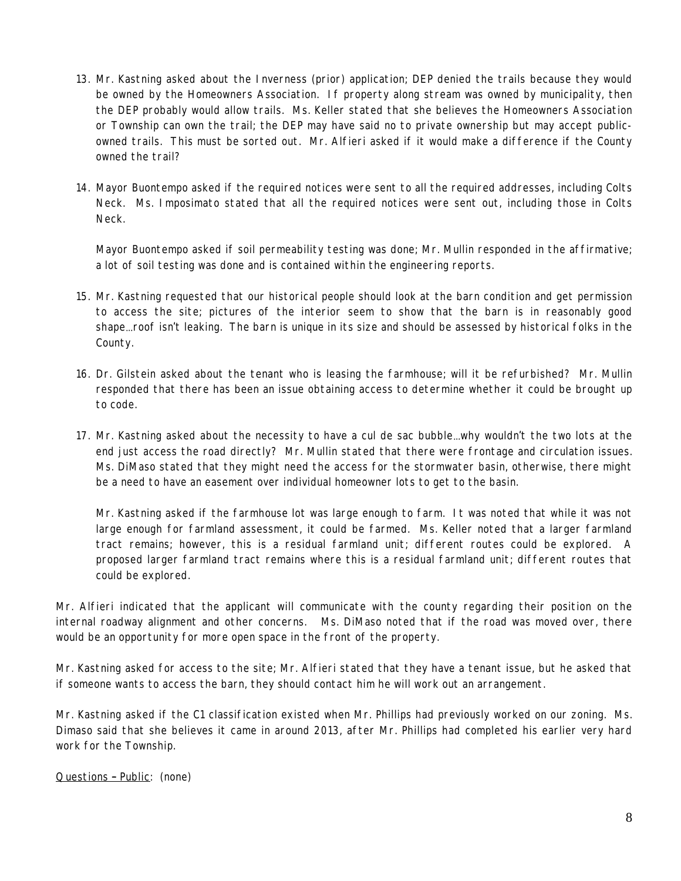13. Mr. Kastning asked about the Inverness (prior) application; DEP denied the trails because they would be owned by the Homeowners Association. If property along stream was owned by municipality, then the DEP probably would allow trails. Ms. Keller stated that she believes the Homeowners Association or Township can own the trail; the DEP may have said no to private ownership but may accept public-owned trails. This must be sorted out. Mr. Alfieri asked if it would make a difference if the County owned the trail?

14. Mayor Buontempo asked if the required notices were sent to all the required addresses, including Colts Neck. Ms. Imposimato stated that all the required notices were sent out, including those in Colts Neck.

    Mayor Buontempo asked if soil permeability testing was done; Mr. Mullin responded in the affirmative; a lot of soil testing was done and is contained within the engineering reports.

15. Mr. Kastning requested that our historical people should look at the barn condition and get permission to access the site; pictures of the interior seem to show that the barn is in reasonably good shape…roof isn't leaking. The barn is unique in its size and should be assessed by historical folks in the County.

16. Dr. Gilstein asked about the tenant who is leasing the farmhouse; will it be refurbished? Mr. Mullin responded that there has been an issue obtaining access to determine whether it could be brought up to code.

17. Mr. Kastning asked about the necessity to have a cul de sac bubble…why wouldn't the two lots at the end just access the road directly? Mr. Mullin stated that there were frontage and circulation issues. Ms. DiMaso stated that they might need the access for the stormwater basin, otherwise, there might be a need to have an easement over individual homeowner lots to get to the basin.

    Mr. Kastning asked if the farmhouse lot was large enough to farm. It was noted that while it was not large enough for farmland assessment, it could be farmed. Ms. Keller noted that a larger farmland tract remains; however, this is a residual farmland unit; different routes could be explored. A proposed larger farmland tract remains where this is a residual farmland unit; different routes that could be explored.

Mr. Alfieri indicated that the applicant will communicate with the county regarding their position on the internal roadway alignment and other concerns. Ms. DiMaso noted that if the road was moved over, there would be an opportunity for more open space in the front of the property.

Mr. Kastning asked for access to the site; Mr. Alfieri stated that they have a tenant issue, but he asked that if someone wants to access the barn, they should contact him he will work out an arrangement.

Mr. Kastning asked if the C1 classification existed when Mr. Phillips had previously worked on our zoning. Ms. Dimaso said that she believes it came in around 2013, after Mr. Phillips had completed his earlier very hard work for the Township.

<u>Questions – Public</u>: (none)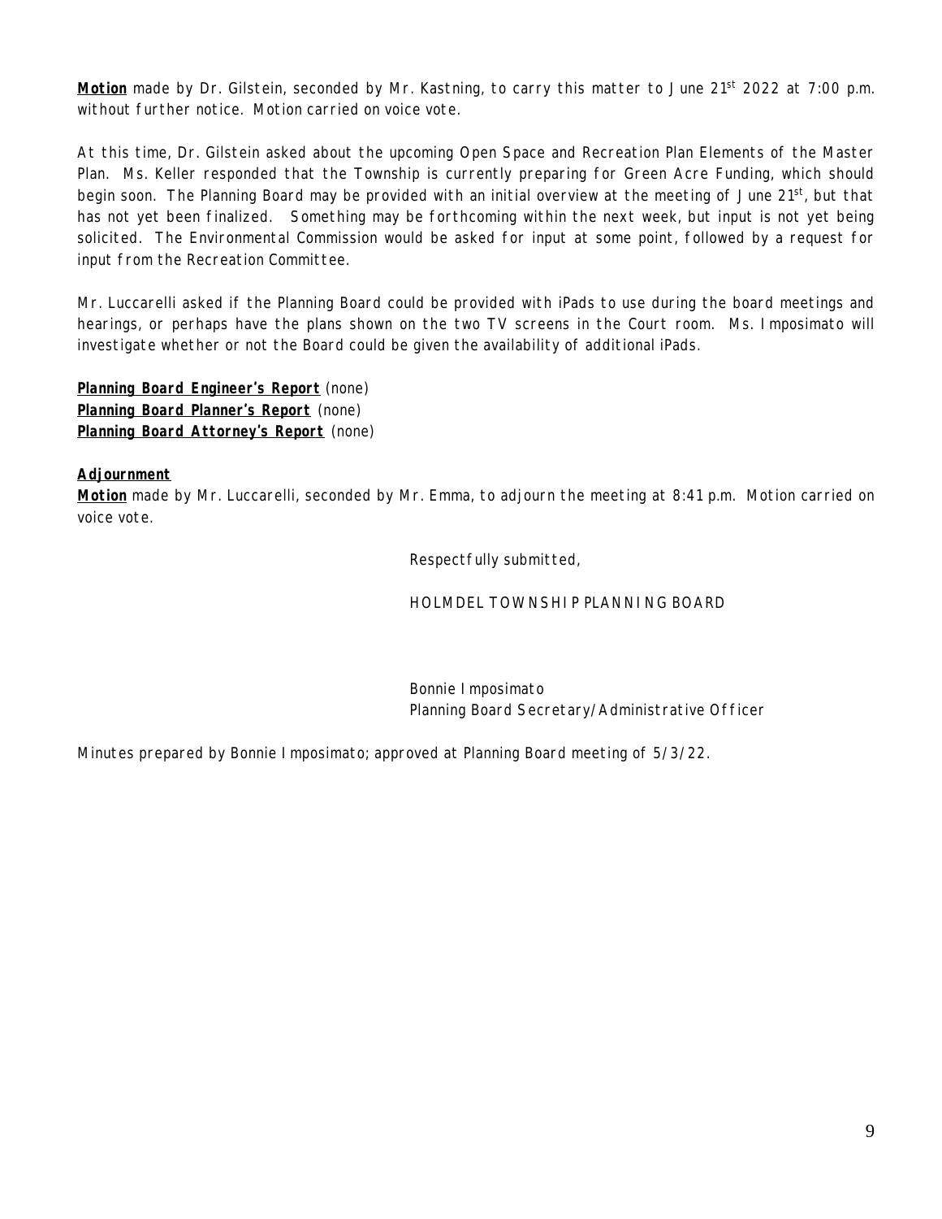**Motion** made by Dr. Gilstein, seconded by Mr. Kastning, to carry this matter to June 21st 2022 at 7:00 p.m. without further notice. Motion carried on voice vote.

At this time, Dr. Gilstein asked about the upcoming Open Space and Recreation Plan Elements of the Master Plan. Ms. Keller responded that the Township is currently preparing for Green Acre Funding, which should begin soon. The Planning Board may be provided with an initial overview at the meeting of June 21st, but that has not yet been finalized. Something may be forthcoming within the next week, but input is not yet being solicited. The Environmental Commission would be asked for input at some point, followed by a request for input from the Recreation Committee.

Mr. Luccarelli asked if the Planning Board could be provided with iPads to use during the board meetings and hearings, or perhaps have the plans shown on the two TV screens in the Court room. Ms. Imposimato will investigate whether or not the Board could be given the availability of additional iPads.

***Planning Board Engineer's Report*** (none)
***Planning Board Planner's Report*** (none)
***Planning Board Attorney's Report*** (none)

**Adjournment**
**Motion** made by Mr. Luccarelli, seconded by Mr. Emma, to adjourn the meeting at 8:41 p.m. Motion carried on voice vote.

Respectfully submitted,

HOLMDEL TOWNSHIP PLANNING BOARD

Bonnie Imposimato
Planning Board Secretary/Administrative Officer

Minutes prepared by Bonnie Imposimato; approved at Planning Board meeting of 5/3/22.